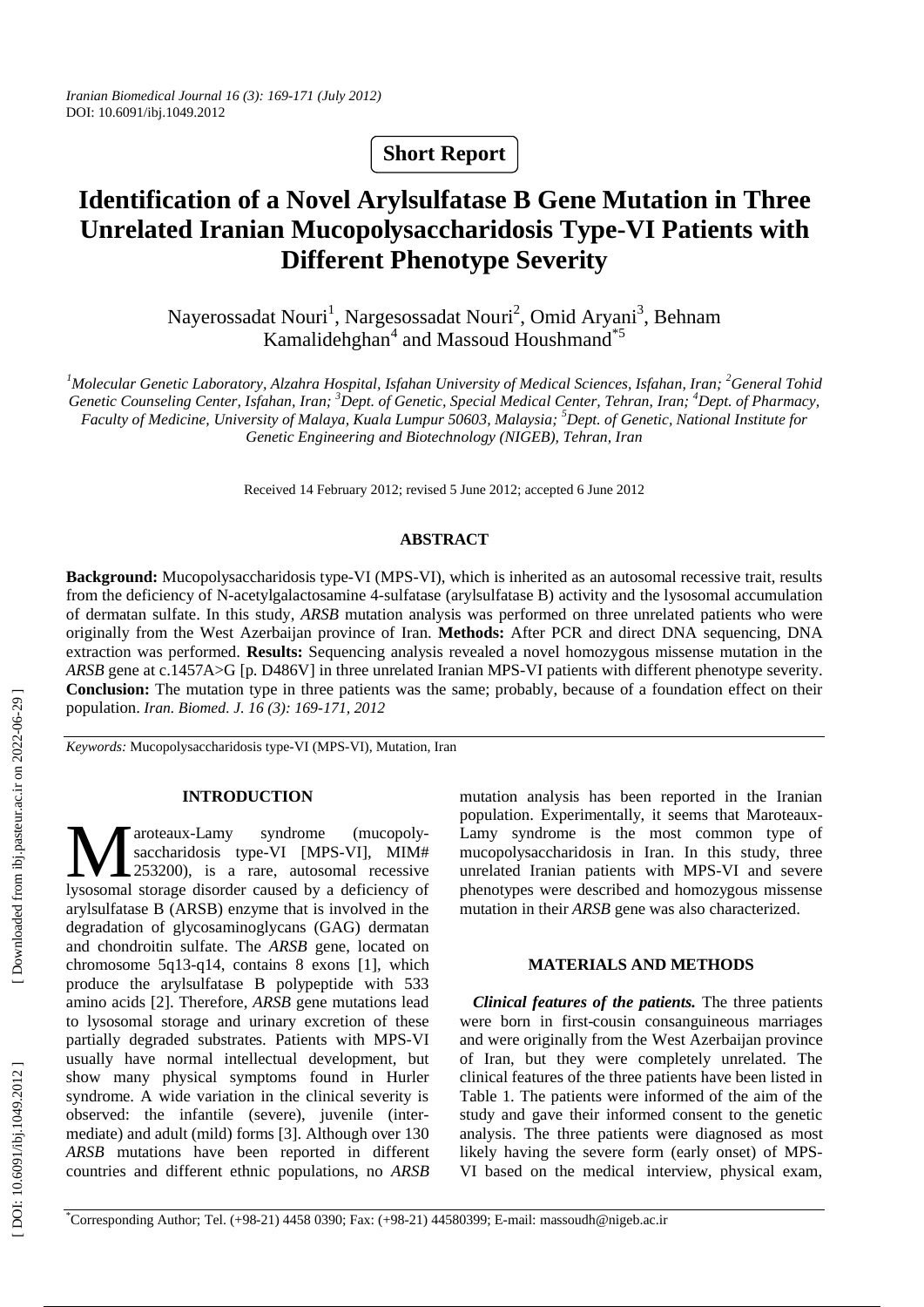**Short Report**

# Identification of a Novel Arylsulfatase B Gene Mutation in Three Unrelated Iranian Mucopolysaccharidosis Type-VI Patients with Different Phenotype Severity

Nayerossadat Nouri[1], Nargesossadat Nouri[2], Omid Aryani[3], Behnam Kamalidehghan[4] and Massoud Houshmand[*5]

*[1]Molecular Genetic Laboratory, Alzahra Hospital, Isfahan University of Medical Sciences, Isfahan, Iran; [2]General Tohid Genetic Counseling Center, Isfahan, Iran; [3]Dept. of Genetic, Special Medical Center, Tehran, Iran; [4]Dept. of Pharmacy, Faculty of Medicine, University of Malaya, Kuala Lumpur 50603, Malaysia; [5]Dept. of Genetic, National Institute for Genetic Engineering and Biotechnology (NIGEB), Tehran, Iran*

Received 14 February 2012; revised 5 June 2012; accepted 6 June 2012

## ABSTRACT

**Background:** Mucopolysaccharidosis type-VI (MPS-VI), which is inherited as an autosomal recessive trait, results from the deficiency of N-acetylgalactosamine 4-sulfatase (arylsulfatase B) activity and the lysosomal accumulation of dermatan sulfate. In this study, *ARSB* mutation analysis was performed on three unrelated patients who were originally from the West Azerbaijan province of Iran. **Methods:** After PCR and direct DNA sequencing, DNA extraction was performed. **Results:** Sequencing analysis revealed a novel homozygous missense mutation in the *ARSB* gene at c.1457A>G [p. D486V] in three unrelated Iranian MPS-VI patients with different phenotype severity. **Conclusion:** The mutation type in three patients was the same; probably, because of a foundation effect on their population. *Iran. Biomed. J. 16 (3): 169-171, 2012*

*Keywords:* Mucopolysaccharidosis type-VI (MPS-VI), Mutation, Iran

## INTRODUCTION

Maroteaux-Lamy syndrome (mucopolysaccharidosis type-VI [MPS-VI], MIM# 253200), is a rare, autosomal recessive lysosomal storage disorder caused by a deficiency of arylsulfatase B (ARSB) enzyme that is involved in the degradation of glycosaminoglycans (GAG) dermatan and chondroitin sulfate. The *ARSB* gene, located on chromosome 5q13-q14, contains 8 exons [1], which produce the arylsulfatase B polypeptide with 533 amino acids [2]. Therefore, *ARSB* gene mutations lead to lysosomal storage and urinary excretion of these partially degraded substrates. Patients with MPS-VI usually have normal intellectual development, but show many physical symptoms found in Hurler syndrome. A wide variation in the clinical severity is observed: the infantile (severe), juvenile (intermediate) and adult (mild) forms [3]. Although over 130 *ARSB* mutations have been reported in different countries and different ethnic populations, no *ARSB* mutation analysis has been reported in the Iranian population. Experimentally, it seems that Maroteaux-Lamy syndrome is the most common type of mucopolysaccharidosis in Iran. In this study, three unrelated Iranian patients with MPS-VI and severe phenotypes were described and homozygous missense mutation in their *ARSB* gene was also characterized.

## MATERIALS AND METHODS

***Clinical features of the patients.*** The three patients were born in first-cousin consanguineous marriages and were originally from the West Azerbaijan province of Iran, but they were completely unrelated. The clinical features of the three patients have been listed in Table 1. The patients were informed of the aim of the study and gave their informed consent to the genetic analysis. The three patients were diagnosed as most likely having the severe form (early onset) of MPS-VI based on the medical interview, physical exam,

*Corresponding Author; Tel. (+98-21) 4458 0390; Fax: (+98-21) 44580399; E-mail: massoudh@nigeb.ac.ir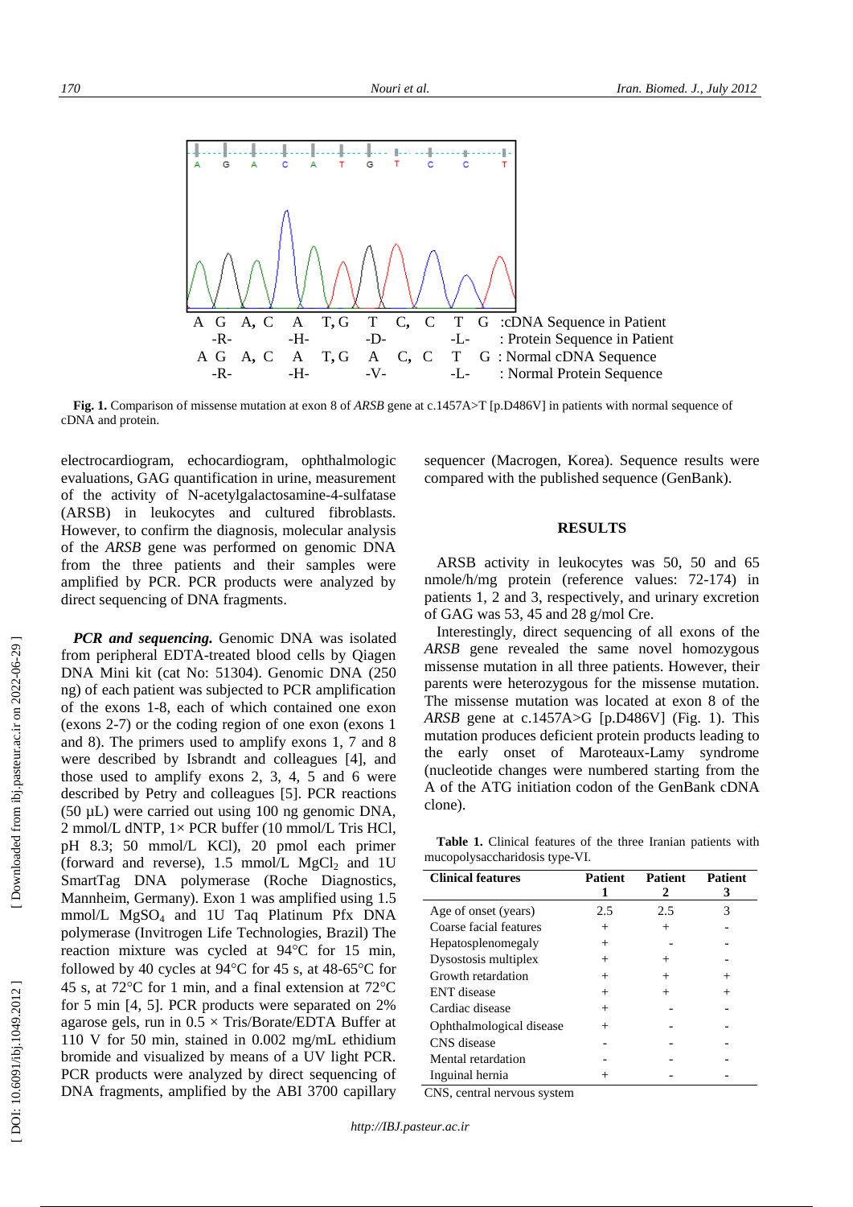A G A, C A T, G T C, C T G :cDNA Sequence in Patient
-R- -H- -D- -L- : Protein Sequence in Patient
A G A, C A T, G A C, C T G : Normal cDNA Sequence
-R- -H- -V- -L- : Normal Protein Sequence

**Fig. 1.** Comparison of missense mutation at exon 8 of *ARSB* gene at c.1457A>T [p.D486V] in patients with normal sequence of cDNA and protein.

electrocardiogram, echocardiogram, ophthalmologic evaluations, GAG quantification in urine, measurement of the activity of N-acetylgalactosamine-4-sulfatase (ARSB) in leukocytes and cultured fibroblasts. However, to confirm the diagnosis, molecular analysis of the *ARSB* gene was performed on genomic DNA from the three patients and their samples were amplified by PCR. PCR products were analyzed by direct sequencing of DNA fragments.

***PCR and sequencing.*** Genomic DNA was isolated from peripheral EDTA-treated blood cells by Qiagen DNA Mini kit (cat No: 51304). Genomic DNA (250 ng) of each patient was subjected to PCR amplification of the exons 1-8, each of which contained one exon (exons 2-7) or the coding region of one exon (exons 1 and 8). The primers used to amplify exons 1, 7 and 8 were described by Isbrandt and colleagues [4], and those used to amplify exons 2, 3, 4, 5 and 6 were described by Petry and colleagues [5]. PCR reactions (50 µL) were carried out using 100 ng genomic DNA, 2 mmol/L dNTP, 1× PCR buffer (10 mmol/L Tris HCl, pH 8.3; 50 mmol/L KCl), 20 pmol each primer (forward and reverse), 1.5 mmol/L $MgCl_2$ and 1U SmartTag DNA polymerase (Roche Diagnostics, Mannheim, Germany). Exon 1 was amplified using 1.5 mmol/L $MgSO_4$ and 1U Taq Platinum Pfx DNA polymerase (Invitrogen Life Technologies, Brazil) The reaction mixture was cycled at 94°C for 15 min, followed by 40 cycles at 94°C for 45 s, at 48-65°C for 45 s, at 72°C for 1 min, and a final extension at 72°C for 5 min [4, 5]. PCR products were separated on 2% agarose gels, run in 0.5 × Tris/Borate/EDTA Buffer at 110 V for 50 min, stained in 0.002 mg/mL ethidium bromide and visualized by means of a UV light PCR. PCR products were analyzed by direct sequencing of DNA fragments, amplified by the ABI 3700 capillary sequencer (Macrogen, Korea). Sequence results were compared with the published sequence (GenBank).

## RESULTS

ARSB activity in leukocytes was 50, 50 and 65 nmole/h/mg protein (reference values: 72-174) in patients 1, 2 and 3, respectively, and urinary excretion of GAG was 53, 45 and 28 g/mol Cre.

Interestingly, direct sequencing of all exons of the *ARSB* gene revealed the same novel homozygous missense mutation in all three patients. However, their parents were heterozygous for the missense mutation. The missense mutation was located at exon 8 of the *ARSB* gene at c.1457A>G [p.D486V] (Fig. 1). This mutation produces deficient protein products leading to the early onset of Maroteaux-Lamy syndrome (nucleotide changes were numbered starting from the A of the ATG initiation codon of the GenBank cDNA clone).

**Table 1.** Clinical features of the three Iranian patients with mucopolysaccharidosis type-VI.

| Clinical features | Patient 1 | Patient 2 | Patient 3 |
|---|---|---|---|
| Age of onset (years) | 2.5 | 2.5 | 3 |
| Coarse facial features | + | + | - |
| Hepatosplenomegaly | + | - | - |
| Dysostosis multiplex | + | + | - |
| Growth retardation | + | + | + |
| ENT disease | + | + | + |
| Cardiac disease | + | - | - |
| Ophthalmological disease | + | - | - |
| CNS disease | - | - | - |
| Mental retardation | - | - | - |
| Inguinal hernia | + | - | - |

CNS, central nervous system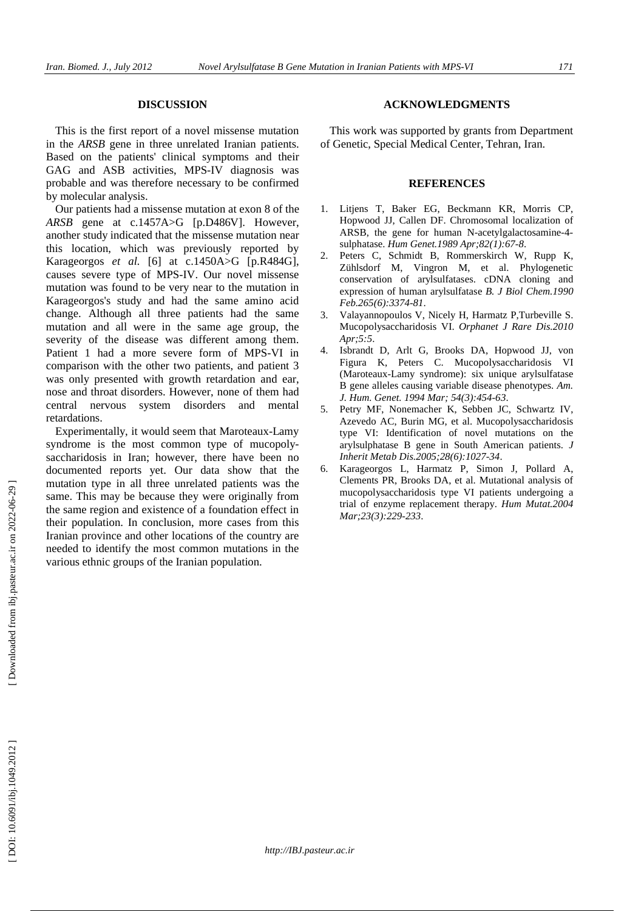## DISCUSSION

This is the first report of a novel missense mutation in the *ARSB* gene in three unrelated Iranian patients. Based on the patients' clinical symptoms and their GAG and ASB activities, MPS-IV diagnosis was probable and was therefore necessary to be confirmed by molecular analysis.

Our patients had a missense mutation at exon 8 of the *ARSB* gene at c.1457A>G [p.D486V]. However, another study indicated that the missense mutation near this location, which was previously reported by Karageorgos *et al.* [6] at c.1450A>G [p.R484G], causes severe type of MPS-IV. Our novel missense mutation was found to be very near to the mutation in Karageorgos's study and had the same amino acid change. Although all three patients had the same mutation and all were in the same age group, the severity of the disease was different among them. Patient 1 had a more severe form of MPS-VI in comparison with the other two patients, and patient 3 was only presented with growth retardation and ear, nose and throat disorders. However, none of them had central nervous system disorders and mental retardations.

Experimentally, it would seem that Maroteaux-Lamy syndrome is the most common type of mucopoly-saccharidosis in Iran; however, there have been no documented reports yet. Our data show that the mutation type in all three unrelated patients was the same. This may be because they were originally from the same region and existence of a foundation effect in their population. In conclusion, more cases from this Iranian province and other locations of the country are needed to identify the most common mutations in the various ethnic groups of the Iranian population.

## ACKNOWLEDGMENTS

This work was supported by grants from Department of Genetic, Special Medical Center, Tehran, Iran.

## REFERENCES

1. Litjens T, Baker EG, Beckmann KR, Morris CP, Hopwood JJ, Callen DF. Chromosomal localization of ARSB, the gene for human N-acetylgalactosamine-4-sulphatase. *Hum Genet.1989 Apr;82(1):67-8*.
2. Peters C, Schmidt B, Rommerskirch W, Rupp K, Zühlsdorf M, Vingron M, et al. Phylogenetic conservation of arylsulfatases. cDNA cloning and expression of human arylsulfatase *B. J Biol Chem.1990 Feb.265(6):3374-81*.
3. Valayannopoulos V, Nicely H, Harmatz P,Turbeville S. Mucopolysaccharidosis VI. *Orphanet J Rare Dis.2010 Apr;5:5*.
4. Isbrandt D, Arlt G, Brooks DA, Hopwood JJ, von Figura K, Peters C. Mucopolysaccharidosis VI (Maroteaux-Lamy syndrome): six unique arylsulfatase B gene alleles causing variable disease phenotypes. *Am. J. Hum. Genet. 1994 Mar; 54(3):454-63*.
5. Petry MF, Nonemacher K, Sebben JC, Schwartz IV, Azevedo AC, Burin MG, et al. Mucopolysaccharidosis type VI: Identification of novel mutations on the arylsulphatase B gene in South American patients. *J Inherit Metab Dis.2005;28(6):1027-34*.
6. Karageorgos L, Harmatz P, Simon J, Pollard A, Clements PR, Brooks DA, et al. Mutational analysis of mucopolysaccharidosis type VI patients undergoing a trial of enzyme replacement therapy. *Hum Mutat.2004 Mar;23(3):229-233*.